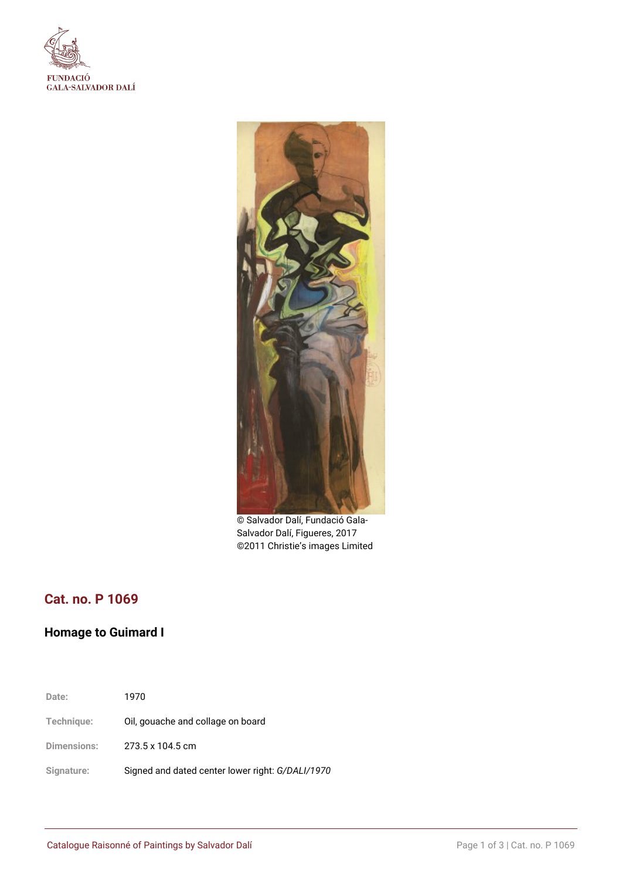FUNDACIÓ
GALA-SALVADOR DALÍ

© Salvador Dalí, Fundació Gala-Salvador Dalí, Figueres, 2017
©2011 Christie's images Limited

## Cat. no. P 1069

### Homage to Guimard I

| | |
|---|---|
| **Date:** | 1970 |
| **Technique:** | Oil, gouache and collage on board |
| **Dimensions:** | 273.5 x 104.5 cm |
| **Signature:** | Signed and dated center lower right: *G/DALI/1970* |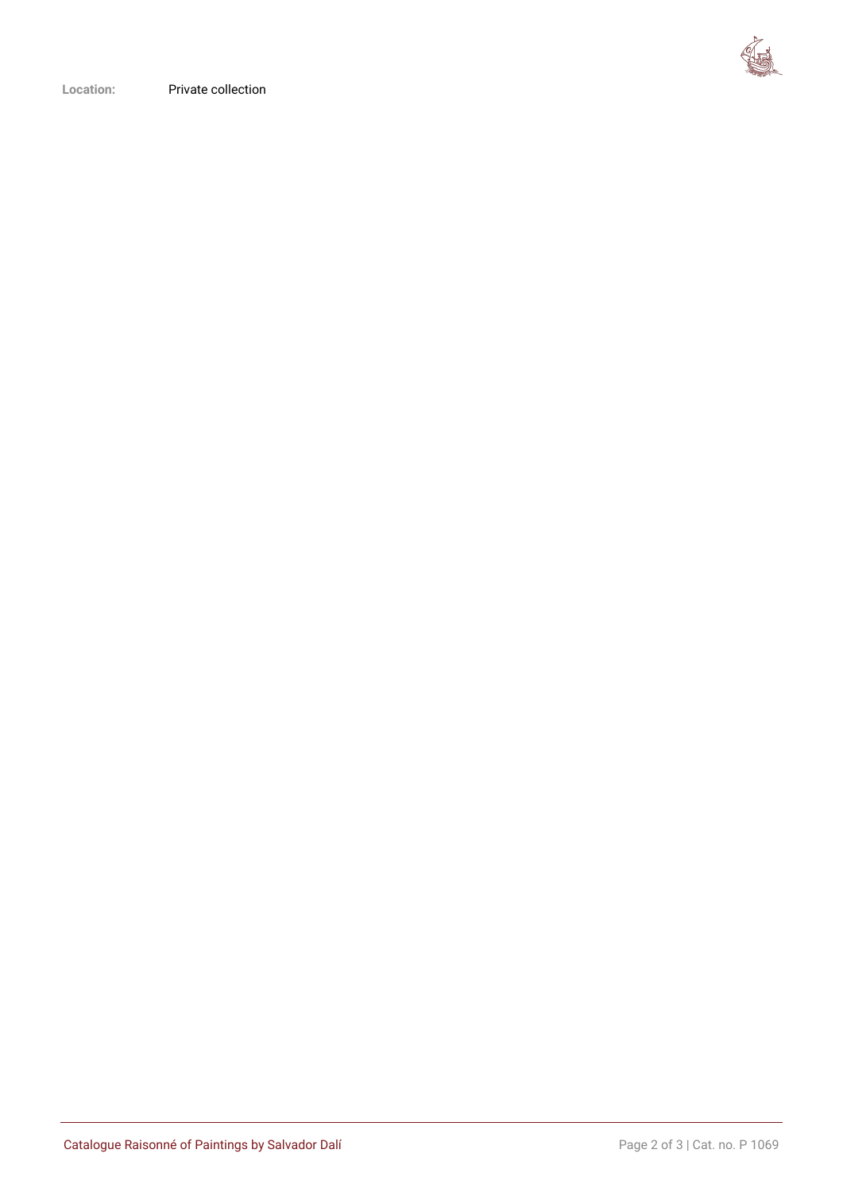**Location:** Private collection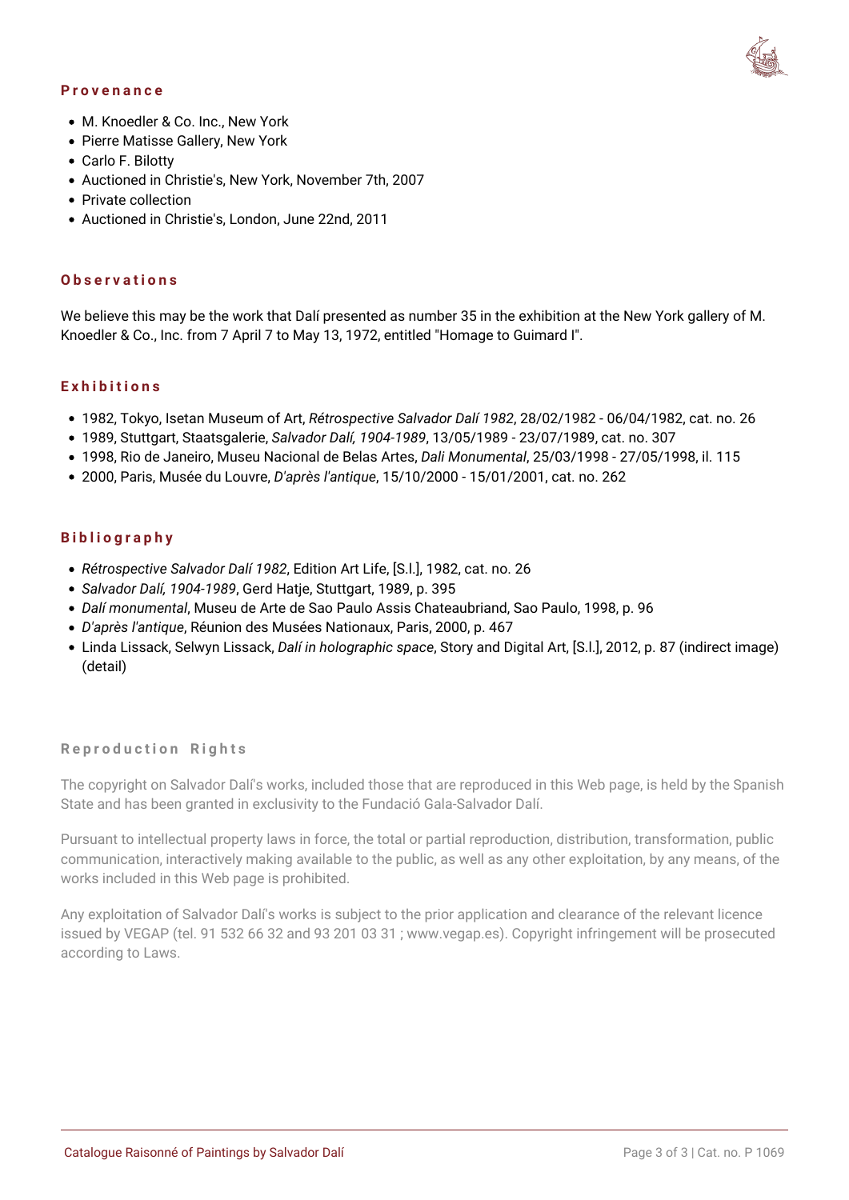## Provenance

- M. Knoedler & Co. Inc., New York
- Pierre Matisse Gallery, New York
- Carlo F. Bilotty
- Auctioned in Christie's, New York, November 7th, 2007
- Private collection
- Auctioned in Christie's, London, June 22nd, 2011

## Observations

We believe this may be the work that Dalí presented as number 35 in the exhibition at the New York gallery of M. Knoedler & Co., Inc. from 7 April 7 to May 13, 1972, entitled "Homage to Guimard I".

## Exhibitions

- 1982, Tokyo, Isetan Museum of Art, *Rétrospective Salvador Dalí 1982*, 28/02/1982 - 06/04/1982, cat. no. 26
- 1989, Stuttgart, Staatsgalerie, *Salvador Dalí, 1904-1989*, 13/05/1989 - 23/07/1989, cat. no. 307
- 1998, Rio de Janeiro, Museu Nacional de Belas Artes, *Dali Monumental*, 25/03/1998 - 27/05/1998, il. 115
- 2000, Paris, Musée du Louvre, *D'après l'antique*, 15/10/2000 - 15/01/2001, cat. no. 262

## Bibliography

- *Rétrospective Salvador Dalí 1982*, Edition Art Life, [S.l.], 1982, cat. no. 26
- *Salvador Dalí, 1904-1989*, Gerd Hatje, Stuttgart, 1989, p. 395
- *Dalí monumental*, Museu de Arte de Sao Paulo Assis Chateaubriand, Sao Paulo, 1998, p. 96
- *D'après l'antique*, Réunion des Musées Nationaux, Paris, 2000, p. 467
- Linda Lissack, Selwyn Lissack, *Dalí in holographic space*, Story and Digital Art, [S.l.], 2012, p. 87 (indirect image) (detail)

## Reproduction Rights

The copyright on Salvador Dalí's works, included those that are reproduced in this Web page, is held by the Spanish State and has been granted in exclusivity to the Fundació Gala-Salvador Dalí.

Pursuant to intellectual property laws in force, the total or partial reproduction, distribution, transformation, public communication, interactively making available to the public, as well as any other exploitation, by any means, of the works included in this Web page is prohibited.

Any exploitation of Salvador Dalí's works is subject to the prior application and clearance of the relevant licence issued by VEGAP (tel. 91 532 66 32 and 93 201 03 31 ; www.vegap.es). Copyright infringement will be prosecuted according to Laws.